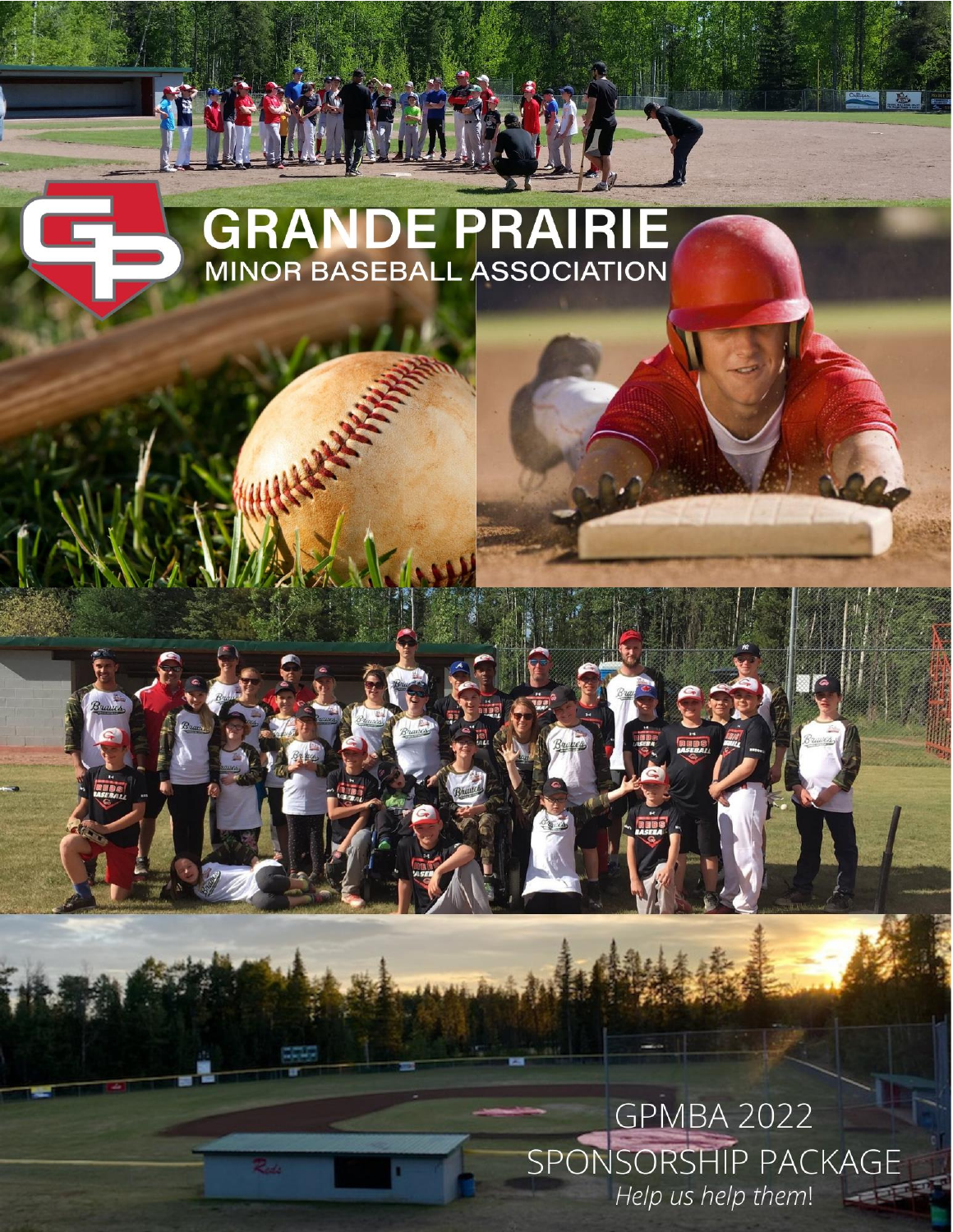# GRANDE PRAIRIE
## MINOR BASEBALL ASSOCIATION

GPMBA 2022
SPONSORSHIP PACKAGE
*Help us help them!*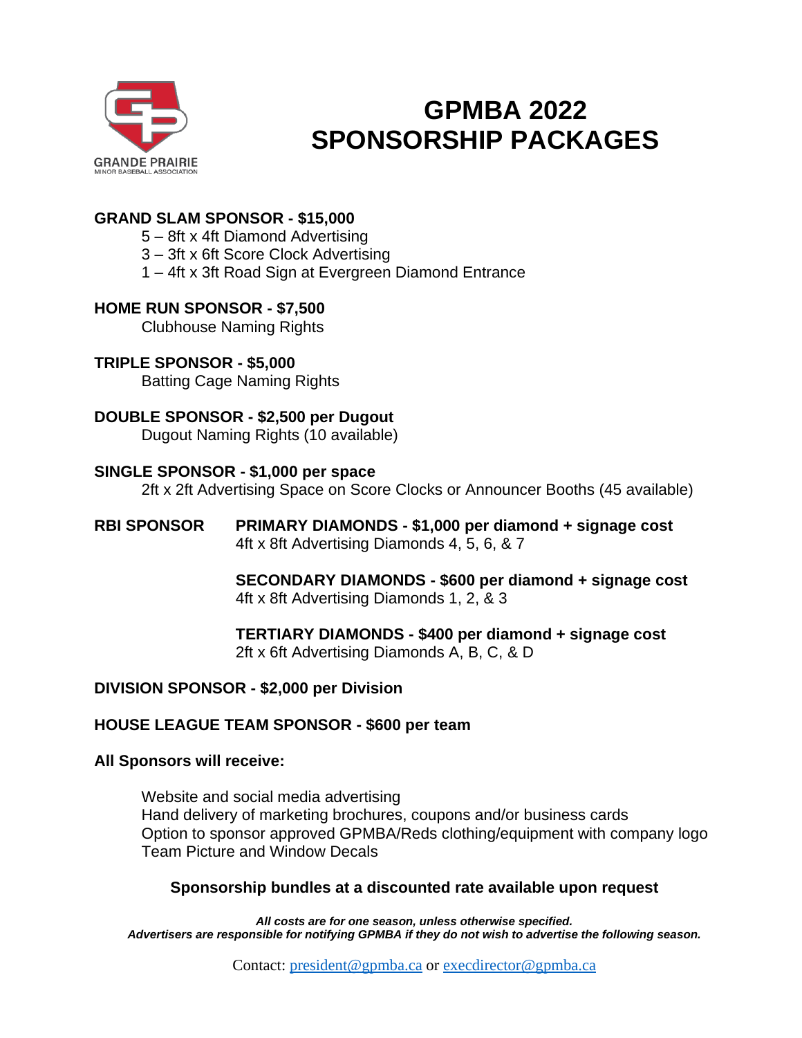# GPMBA 2022 SPONSORSHIP PACKAGES

**GRAND SLAM SPONSOR - $15,000**

5 – 8ft x 4ft Diamond Advertising
3 – 3ft x 6ft Score Clock Advertising
1 – 4ft x 3ft Road Sign at Evergreen Diamond Entrance

**HOME RUN SPONSOR - $7,500**

Clubhouse Naming Rights

**TRIPLE SPONSOR - $5,000**

Batting Cage Naming Rights

**DOUBLE SPONSOR - $2,500 per Dugout**

Dugout Naming Rights (10 available)

**SINGLE SPONSOR - $1,000 per space**

2ft x 2ft Advertising Space on Score Clocks or Announcer Booths (45 available)

**RBI SPONSOR**

**PRIMARY DIAMONDS - $1,000 per diamond + signage cost**
4ft x 8ft Advertising Diamonds 4, 5, 6, & 7

**SECONDARY DIAMONDS - $600 per diamond + signage cost**
4ft x 8ft Advertising Diamonds 1, 2, & 3

**TERTIARY DIAMONDS - $400 per diamond + signage cost**
2ft x 6ft Advertising Diamonds A, B, C, & D

**DIVISION SPONSOR - $2,000 per Division**

**HOUSE LEAGUE TEAM SPONSOR - $600 per team**

**All Sponsors will receive:**

Website and social media advertising
Hand delivery of marketing brochures, coupons and/or business cards
Option to sponsor approved GPMBA/Reds clothing/equipment with company logo
Team Picture and Window Decals

**Sponsorship bundles at a discounted rate available upon request**

***All costs are for one season, unless otherwise specified.***
***Advertisers are responsible for notifying GPMBA if they do not wish to advertise the following season.***

Contact: president@gpmba.ca or execdirector@gpmba.ca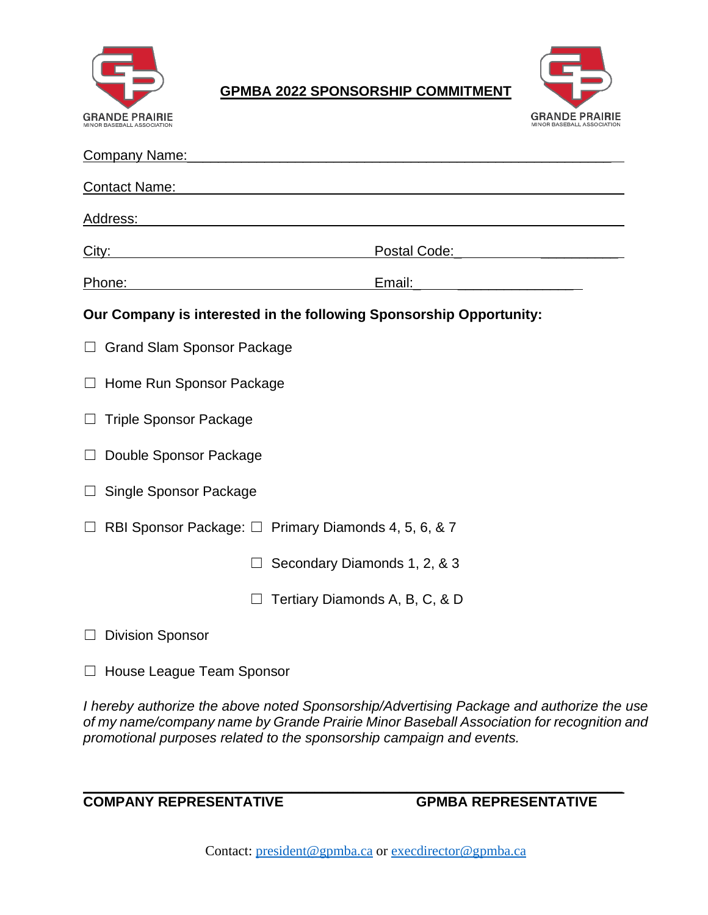## GPMBA 2022 SPONSORSHIP COMMITMENT

Company Name:

Contact Name:

Address:

City: Postal Code:

Phone: Email:

**Our Company is interested in the following Sponsorship Opportunity:**

☐ Grand Slam Sponsor Package

☐ Home Run Sponsor Package

☐ Triple Sponsor Package

☐ Double Sponsor Package

☐ Single Sponsor Package

☐ RBI Sponsor Package: ☐ Primary Diamonds 4, 5, 6, & 7

☐ Secondary Diamonds 1, 2, & 3

☐ Tertiary Diamonds A, B, C, & D

☐ Division Sponsor

☐ House League Team Sponsor

*I hereby authorize the above noted Sponsorship/Advertising Package and authorize the use of my name/company name by Grande Prairie Minor Baseball Association for recognition and promotional purposes related to the sponsorship campaign and events.*

**COMPANY REPRESENTATIVE** **GPMBA REPRESENTATIVE**

Contact: president@gpmba.ca or execdirector@gpmba.ca